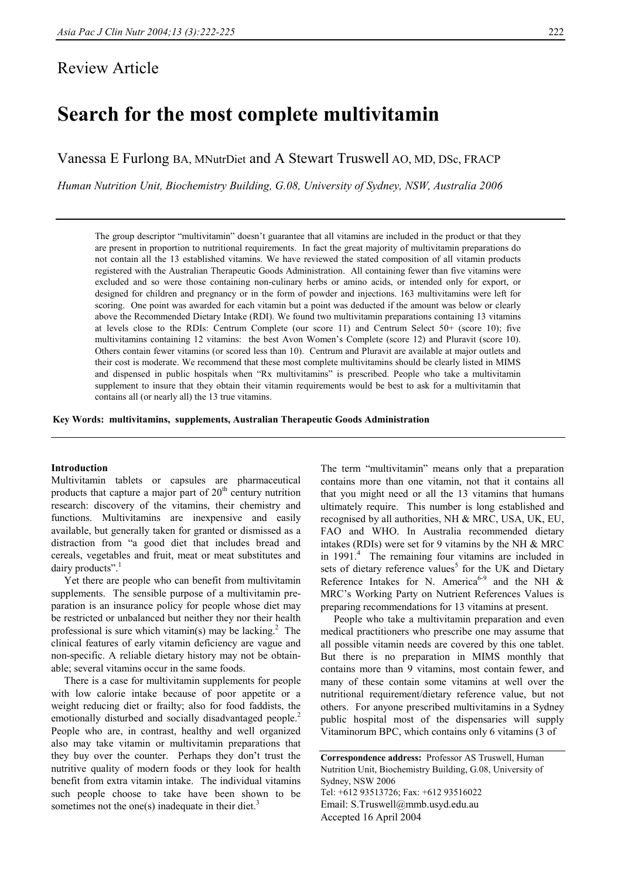Review Article

# Search for the most complete multivitamin

Vanessa E Furlong BA, MNutrDiet and A Stewart Truswell AO, MD, DSc, FRACP

*Human Nutrition Unit, Biochemistry Building, G.08, University of Sydney, NSW, Australia 2006*

The group descriptor "multivitamin" doesn't guarantee that all vitamins are included in the product or that they are present in proportion to nutritional requirements. In fact the great majority of multivitamin preparations do not contain all the 13 established vitamins. We have reviewed the stated composition of all vitamin products registered with the Australian Therapeutic Goods Administration. All containing fewer than five vitamins were excluded and so were those containing non-culinary herbs or amino acids, or intended only for export, or designed for children and pregnancy or in the form of powder and injections. 163 multivitamins were left for scoring. One point was awarded for each vitamin but a point was deducted if the amount was below or clearly above the Recommended Dietary Intake (RDI). We found two multivitamin preparations containing 13 vitamins at levels close to the RDIs: Centrum Complete (our score 11) and Centrum Select 50+ (score 10); five multivitamins containing 12 vitamins: the best Avon Women's Complete (score 12) and Pluravit (score 10). Others contain fewer vitamins (or scored less than 10). Centrum and Pluravit are available at major outlets and their cost is moderate. We recommend that these most complete multivitamins should be clearly listed in MIMS and dispensed in public hospitals when "Rx multivitamins" is prescribed. People who take a multivitamin supplement to insure that they obtain their vitamin requirements would be best to ask for a multivitamin that contains all (or nearly all) the 13 true vitamins.

**Key Words: multivitamins, supplements, Australian Therapeutic Goods Administration**

## Introduction

Multivitamin tablets or capsules are pharmaceutical products that capture a major part of 20th century nutrition research: discovery of the vitamins, their chemistry and functions. Multivitamins are inexpensive and easily available, but generally taken for granted or dismissed as a distraction from "a good diet that includes bread and cereals, vegetables and fruit, meat or meat substitutes and dairy products".[1]

Yet there are people who can benefit from multivitamin supplements. The sensible purpose of a multivitamin preparation is an insurance policy for people whose diet may be restricted or unbalanced but neither they nor their health professional is sure which vitamin(s) may be lacking.[2] The clinical features of early vitamin deficiency are vague and non-specific. A reliable dietary history may not be obtainable; several vitamins occur in the same foods.

There is a case for multivitamin supplements for people with low calorie intake because of poor appetite or a weight reducing diet or frailty; also for food faddists, the emotionally disturbed and socially disadvantaged people.[2] People who are, in contrast, healthy and well organized also may take vitamin or multivitamin preparations that they buy over the counter. Perhaps they don't trust the nutritive quality of modern foods or they look for health benefit from extra vitamin intake. The individual vitamins such people choose to take have been shown to be sometimes not the one(s) inadequate in their diet.[3]

The term "multivitamin" means only that a preparation contains more than one vitamin, not that it contains all that you might need or all the 13 vitamins that humans ultimately require. This number is long established and recognised by all authorities, NH & MRC, USA, UK, EU, FAO and WHO. In Australia recommended dietary intakes (RDIs) were set for 9 vitamins by the NH & MRC in 1991.[4] The remaining four vitamins are included in sets of dietary reference values[5] for the UK and Dietary Reference Intakes for N. America[6-9] and the NH & MRC's Working Party on Nutrient References Values is preparing recommendations for 13 vitamins at present.

People who take a multivitamin preparation and even medical practitioners who prescribe one may assume that all possible vitamin needs are covered by this one tablet. But there is no preparation in MIMS monthly that contains more than 9 vitamins, most contain fewer, and many of these contain some vitamins at well over the nutritional requirement/dietary reference value, but not others. For anyone prescribed multivitamins in a Sydney public hospital most of the dispensaries will supply Vitaminorum BPC, which contains only 6 vitamins (3 of

**Correspondence address:** Professor AS Truswell, Human Nutrition Unit, Biochemistry Building, G.08, University of Sydney, NSW 2006
Tel: +612 93513726; Fax: +612 93516022
Email: S.Truswell@mmb.usyd.edu.au
Accepted 16 April 2004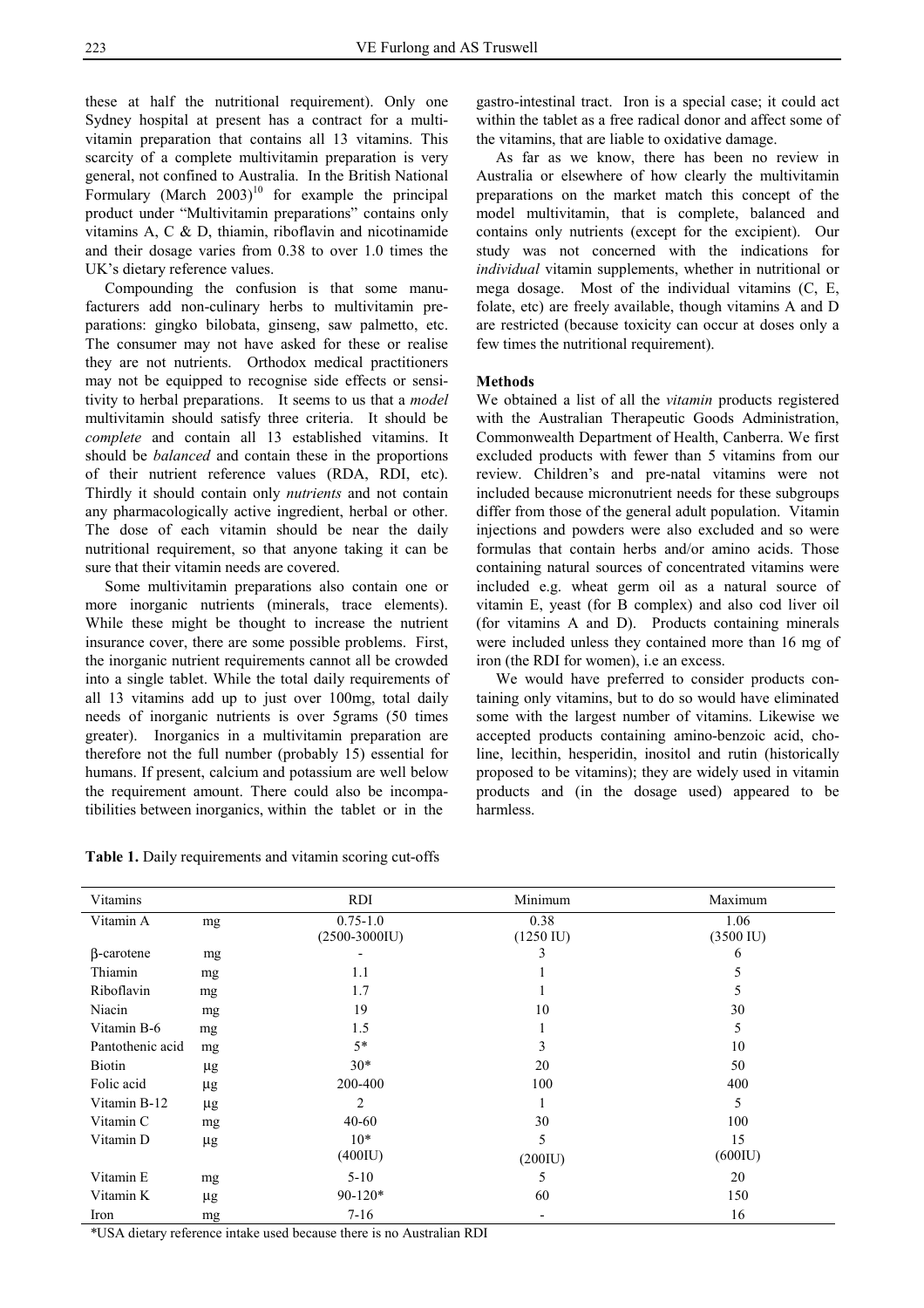these at half the nutritional requirement). Only one Sydney hospital at present has a contract for a multivitamin preparation that contains all 13 vitamins. This scarcity of a complete multivitamin preparation is very general, not confined to Australia. In the British National Formulary (March 2003)[10] for example the principal product under "Multivitamin preparations" contains only vitamins A, C & D, thiamin, riboflavin and nicotinamide and their dosage varies from 0.38 to over 1.0 times the UK's dietary reference values.

Compounding the confusion is that some manufacturers add non-culinary herbs to multivitamin preparations: gingko bilobata, ginseng, saw palmetto, etc. The consumer may not have asked for these or realise they are not nutrients. Orthodox medical practitioners may not be equipped to recognise side effects or sensitivity to herbal preparations. It seems to us that a *model* multivitamin should satisfy three criteria. It should be *complete* and contain all 13 established vitamins. It should be *balanced* and contain these in the proportions of their nutrient reference values (RDA, RDI, etc). Thirdly it should contain only *nutrients* and not contain any pharmacologically active ingredient, herbal or other. The dose of each vitamin should be near the daily nutritional requirement, so that anyone taking it can be sure that their vitamin needs are covered.

Some multivitamin preparations also contain one or more inorganic nutrients (minerals, trace elements). While these might be thought to increase the nutrient insurance cover, there are some possible problems. First, the inorganic nutrient requirements cannot all be crowded into a single tablet. While the total daily requirements of all 13 vitamins add up to just over 100mg, total daily needs of inorganic nutrients is over 5grams (50 times greater). Inorganics in a multivitamin preparation are therefore not the full number (probably 15) essential for humans. If present, calcium and potassium are well below the requirement amount. There could also be incompatibilities between inorganics, within the tablet or in the gastro-intestinal tract. Iron is a special case; it could act within the tablet as a free radical donor and affect some of the vitamins, that are liable to oxidative damage.

As far as we know, there has been no review in Australia or elsewhere of how clearly the multivitamin preparations on the market match this concept of the model multivitamin, that is complete, balanced and contains only nutrients (except for the excipient). Our study was not concerned with the indications for *individual* vitamin supplements, whether in nutritional or mega dosage. Most of the individual vitamins (C, E, folate, etc) are freely available, though vitamins A and D are restricted (because toxicity can occur at doses only a few times the nutritional requirement).

## Methods

We obtained a list of all the *vitamin* products registered with the Australian Therapeutic Goods Administration, Commonwealth Department of Health, Canberra. We first excluded products with fewer than 5 vitamins from our review. Children's and pre-natal vitamins were not included because micronutrient needs for these subgroups differ from those of the general adult population. Vitamin injections and powders were also excluded and so were formulas that contain herbs and/or amino acids. Those containing natural sources of concentrated vitamins were included e.g. wheat germ oil as a natural source of vitamin E, yeast (for B complex) and also cod liver oil (for vitamins A and D). Products containing minerals were included unless they contained more than 16 mg of iron (the RDI for women), i.e an excess.

We would have preferred to consider products containing only vitamins, but to do so would have eliminated some with the largest number of vitamins. Likewise we accepted products containing amino-benzoic acid, choline, lecithin, hesperidin, inositol and rutin (historically proposed to be vitamins); they are widely used in vitamin products and (in the dosage used) appeared to be harmless.

**Table 1.** Daily requirements and vitamin scoring cut-offs

| Vitamins | | RDI | Minimum | Maximum |
|---|---|---|---|---|
| Vitamin A | mg | 0.75-1.0 (2500-3000IU) | 0.38 (1250 IU) | 1.06 (3500 IU) |
| β-carotene | mg | - | 3 | 6 |
| Thiamin | mg | 1.1 | 1 | 5 |
| Riboflavin | mg | 1.7 | 1 | 5 |
| Niacin | mg | 19 | 10 | 30 |
| Vitamin B-6 | mg | 1.5 | 1 | 5 |
| Pantothenic acid | mg | 5* | 3 | 10 |
| Biotin | μg | 30* | 20 | 50 |
| Folic acid | μg | 200-400 | 100 | 400 |
| Vitamin B-12 | μg | 2 | 1 | 5 |
| Vitamin C | mg | 40-60 | 30 | 100 |
| Vitamin D | μg | 10* (400IU) | 5 (200IU) | 15 (600IU) |
| Vitamin E | mg | 5-10 | 5 | 20 |
| Vitamin K | μg | 90-120* | 60 | 150 |
| Iron | mg | 7-16 | - | 16 |

*USA dietary reference intake used because there is no Australian RDI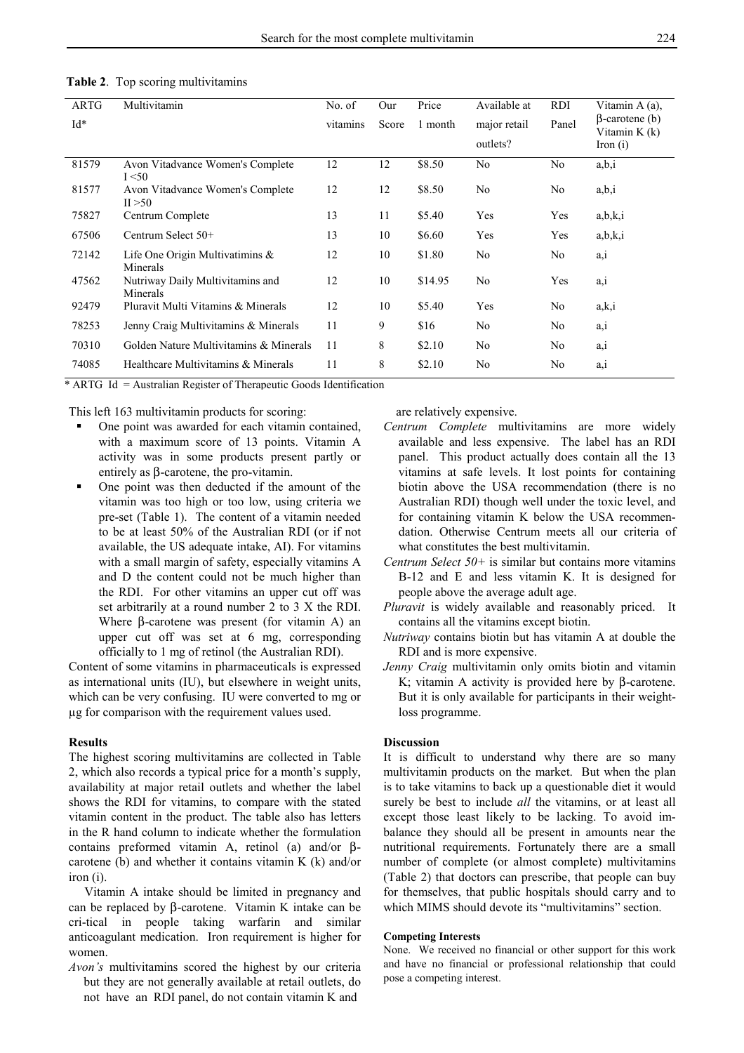**Table 2**. Top scoring multivitamins

| ARTG Id* | Multivitamin | No. of vitamins | Our Score | Price 1 month | Available at major retail outlets? | RDI Panel | Vitamin A (a), β-carotene (b) Vitamin K (k) Iron (i) |
|---|---|---|---|---|---|---|---|
| 81579 | Avon Vitadvance Women's Complete I <50 | 12 | 12 | $8.50 | No | No | a,b,i |
| 81577 | Avon Vitadvance Women's Complete II >50 | 12 | 12 | $8.50 | No | No | a,b,i |
| 75827 | Centrum Complete | 13 | 11 | $5.40 | Yes | Yes | a,b,k,i |
| 67506 | Centrum Select 50+ | 13 | 10 | $6.60 | Yes | Yes | a,b,k,i |
| 72142 | Life One Origin Multivatimins & Minerals | 12 | 10 | $1.80 | No | No | a,i |
| 47562 | Nutriway Daily Multivitamins and Minerals | 12 | 10 | $14.95 | No | Yes | a,i |
| 92479 | Pluravit Multi Vitamins & Minerals | 12 | 10 | $5.40 | Yes | No | a,k,i |
| 78253 | Jenny Craig Multivitamins & Minerals | 11 | 9 | $16 | No | No | a,i |
| 70310 | Golden Nature Multivitamins & Minerals | 11 | 8 | $2.10 | No | No | a,i |
| 74085 | Healthcare Multivitamins & Minerals | 11 | 8 | $2.10 | No | No | a,i |

\* ARTG Id = Australian Register of Therapeutic Goods Identification

This left 163 multivitamin products for scoring:

- One point was awarded for each vitamin contained, with a maximum score of 13 points. Vitamin A activity was in some products present partly or entirely as β-carotene, the pro-vitamin.
- One point was then deducted if the amount of the vitamin was too high or too low, using criteria we pre-set (Table 1). The content of a vitamin needed to be at least 50% of the Australian RDI (or if not available, the US adequate intake, AI). For vitamins with a small margin of safety, especially vitamins A and D the content could not be much higher than the RDI. For other vitamins an upper cut off was set arbitrarily at a round number 2 to 3 X the RDI. Where β-carotene was present (for vitamin A) an upper cut off was set at 6 mg, corresponding officially to 1 mg of retinol (the Australian RDI).

Content of some vitamins in pharmaceuticals is expressed as international units (IU), but elsewhere in weight units, which can be very confusing. IU were converted to mg or µg for comparison with the requirement values used.

### Results

The highest scoring multivitamins are collected in Table 2, which also records a typical price for a month's supply, availability at major retail outlets and whether the label shows the RDI for vitamins, to compare with the stated vitamin content in the product. The table also has letters in the R hand column to indicate whether the formulation contains preformed vitamin A, retinol (a) and/or β-carotene (b) and whether it contains vitamin K (k) and/or iron (i).

Vitamin A intake should be limited in pregnancy and can be replaced by β-carotene. Vitamin K intake can be cri-tical in people taking warfarin and similar anticoagulant medication. Iron requirement is higher for women.

*Avon's* multivitamins scored the highest by our criteria but they are not generally available at retail outlets, do not have an RDI panel, do not contain vitamin K and are relatively expensive.

*Centrum Complete* multivitamins are more widely available and less expensive. The label has an RDI panel. This product actually does contain all the 13 vitamins at safe levels. It lost points for containing biotin above the USA recommendation (there is no Australian RDI) though well under the toxic level, and for containing vitamin K below the USA recommendation. Otherwise Centrum meets all our criteria of what constitutes the best multivitamin.

*Centrum Select 50+* is similar but contains more vitamins B-12 and E and less vitamin K. It is designed for people above the average adult age.

*Pluravit* is widely available and reasonably priced. It contains all the vitamins except biotin.

*Nutriway* contains biotin but has vitamin A at double the RDI and is more expensive.

*Jenny Craig* multivitamin only omits biotin and vitamin K; vitamin A activity is provided here by β-carotene. But it is only available for participants in their weight-loss programme.

### Discussion

It is difficult to understand why there are so many multivitamin products on the market. But when the plan is to take vitamins to back up a questionable diet it would surely be best to include *all* the vitamins, or at least all except those least likely to be lacking. To avoid imbalance they should all be present in amounts near the nutritional requirements. Fortunately there are a small number of complete (or almost complete) multivitamins (Table 2) that doctors can prescribe, that people can buy for themselves, that public hospitals should carry and to which MIMS should devote its "multivitamins" section.

#### Competing Interests

None. We received no financial or other support for this work and have no financial or professional relationship that could pose a competing interest.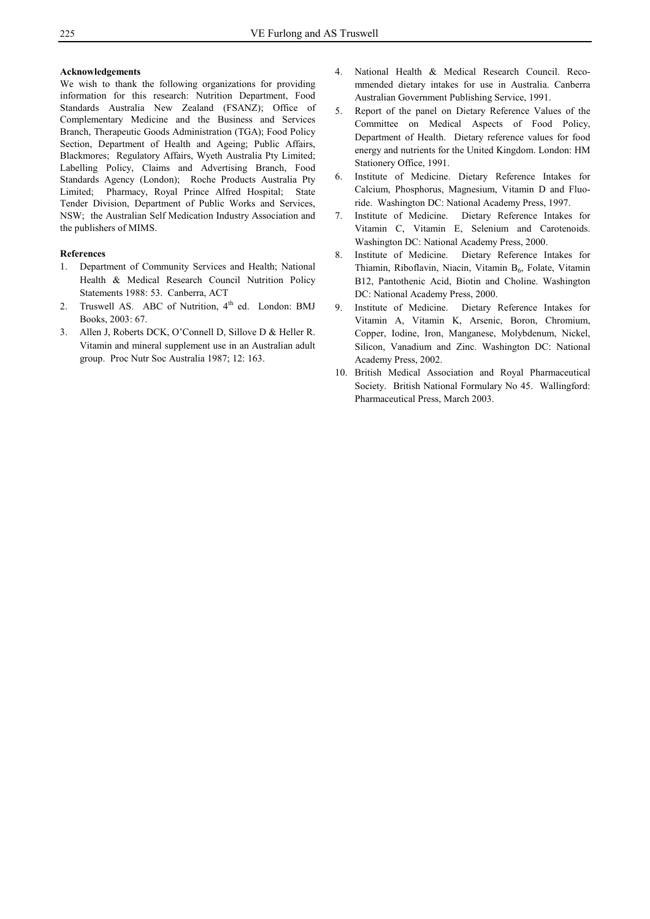**Acknowledgements**

We wish to thank the following organizations for providing information for this research: Nutrition Department, Food Standards Australia New Zealand (FSANZ); Office of Complementary Medicine and the Business and Services Branch, Therapeutic Goods Administration (TGA); Food Policy Section, Department of Health and Ageing; Public Affairs, Blackmores; Regulatory Affairs, Wyeth Australia Pty Limited; Labelling Policy, Claims and Advertising Branch, Food Standards Agency (London); Roche Products Australia Pty Limited; Pharmacy, Royal Prince Alfred Hospital; State Tender Division, Department of Public Works and Services, NSW; the Australian Self Medication Industry Association and the publishers of MIMS.

**References**

1. Department of Community Services and Health; National Health & Medical Research Council Nutrition Policy Statements 1988: 53. Canberra, ACT
2. Truswell AS. ABC of Nutrition, 4th ed. London: BMJ Books, 2003: 67.
3. Allen J, Roberts DCK, O'Connell D, Sillove D & Heller R. Vitamin and mineral supplement use in an Australian adult group. Proc Nutr Soc Australia 1987; 12: 163.
4. National Health & Medical Research Council. Recommended dietary intakes for use in Australia. Canberra Australian Government Publishing Service, 1991.
5. Report of the panel on Dietary Reference Values of the Committee on Medical Aspects of Food Policy, Department of Health. Dietary reference values for food energy and nutrients for the United Kingdom. London: HM Stationery Office, 1991.
6. Institute of Medicine. Dietary Reference Intakes for Calcium, Phosphorus, Magnesium, Vitamin D and Fluoride. Washington DC: National Academy Press, 1997.
7. Institute of Medicine. Dietary Reference Intakes for Vitamin C, Vitamin E, Selenium and Carotenoids. Washington DC: National Academy Press, 2000.
8. Institute of Medicine. Dietary Reference Intakes for Thiamin, Riboflavin, Niacin, Vitamin $B_6$, Folate, Vitamin B12, Pantothenic Acid, Biotin and Choline. Washington DC: National Academy Press, 2000.
9. Institute of Medicine. Dietary Reference Intakes for Vitamin A, Vitamin K, Arsenic, Boron, Chromium, Copper, Iodine, Iron, Manganese, Molybdenum, Nickel, Silicon, Vanadium and Zinc. Washington DC: National Academy Press, 2002.
10. British Medical Association and Royal Pharmaceutical Society. British National Formulary No 45. Wallingford: Pharmaceutical Press, March 2003.